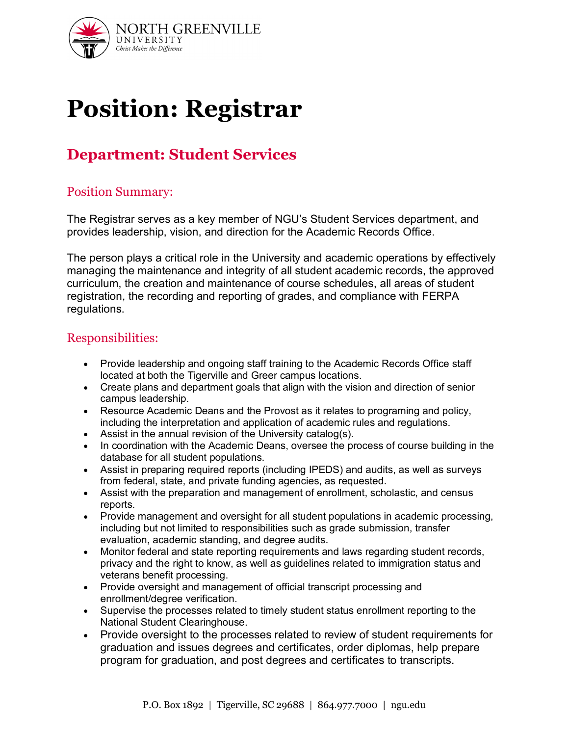# Position: Registrar

## Department: Student Services

### Position Summary:

The Registrar serves as a key member of NGU's Student Services department, and provides leadership, vision, and direction for the Academic Records Office.

The person plays a critical role in the University and academic operations by effectively managing the maintenance and integrity of all student academic records, the approved curriculum, the creation and maintenance of course schedules, all areas of student registration, the recording and reporting of grades, and compliance with FERPA regulations.

### Responsibilities:

- Provide leadership and ongoing staff training to the Academic Records Office staff located at both the Tigerville and Greer campus locations.
- Create plans and department goals that align with the vision and direction of senior campus leadership.
- Resource Academic Deans and the Provost as it relates to programing and policy, including the interpretation and application of academic rules and regulations.
- Assist in the annual revision of the University catalog(s).
- In coordination with the Academic Deans, oversee the process of course building in the database for all student populations.
- Assist in preparing required reports (including IPEDS) and audits, as well as surveys from federal, state, and private funding agencies, as requested.
- Assist with the preparation and management of enrollment, scholastic, and census reports.
- Provide management and oversight for all student populations in academic processing, including but not limited to responsibilities such as grade submission, transfer evaluation, academic standing, and degree audits.
- Monitor federal and state reporting requirements and laws regarding student records, privacy and the right to know, as well as guidelines related to immigration status and veterans benefit processing.
- Provide oversight and management of official transcript processing and enrollment/degree verification.
- Supervise the processes related to timely student status enrollment reporting to the National Student Clearinghouse.
- Provide oversight to the processes related to review of student requirements for graduation and issues degrees and certificates, order diplomas, help prepare program for graduation, and post degrees and certificates to transcripts.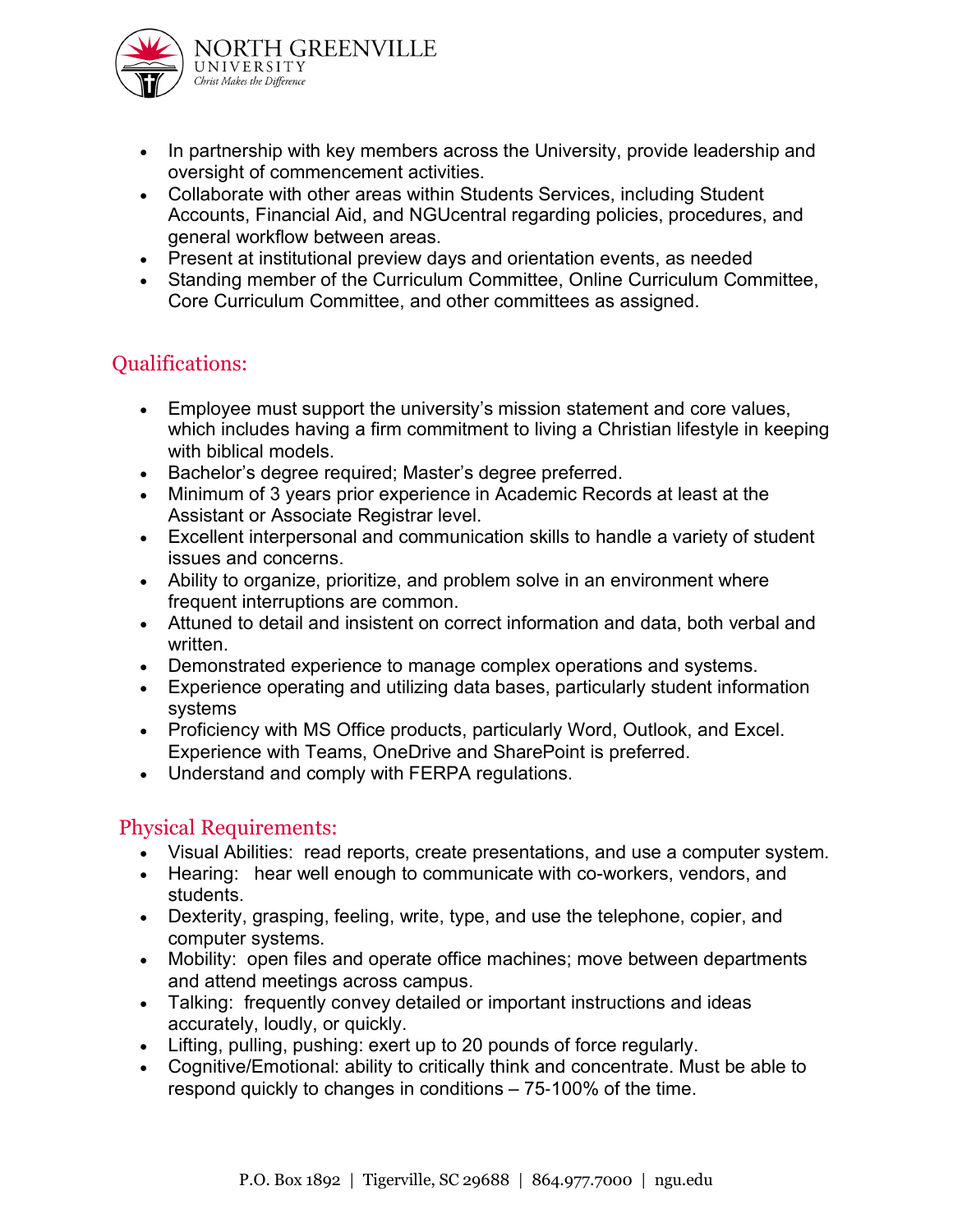- In partnership with key members across the University, provide leadership and oversight of commencement activities.
- Collaborate with other areas within Students Services, including Student Accounts, Financial Aid, and NGUcentral regarding policies, procedures, and general workflow between areas.
- Present at institutional preview days and orientation events, as needed
- Standing member of the Curriculum Committee, Online Curriculum Committee, Core Curriculum Committee, and other committees as assigned.

## Qualifications:

- Employee must support the university's mission statement and core values, which includes having a firm commitment to living a Christian lifestyle in keeping with biblical models.
- Bachelor's degree required; Master's degree preferred.
- Minimum of 3 years prior experience in Academic Records at least at the Assistant or Associate Registrar level.
- Excellent interpersonal and communication skills to handle a variety of student issues and concerns.
- Ability to organize, prioritize, and problem solve in an environment where frequent interruptions are common.
- Attuned to detail and insistent on correct information and data, both verbal and written.
- Demonstrated experience to manage complex operations and systems.
- Experience operating and utilizing data bases, particularly student information systems
- Proficiency with MS Office products, particularly Word, Outlook, and Excel. Experience with Teams, OneDrive and SharePoint is preferred.
- Understand and comply with FERPA regulations.

## Physical Requirements:

- Visual Abilities: read reports, create presentations, and use a computer system.
- Hearing: hear well enough to communicate with co-workers, vendors, and students.
- Dexterity, grasping, feeling, write, type, and use the telephone, copier, and computer systems.
- Mobility: open files and operate office machines; move between departments and attend meetings across campus.
- Talking: frequently convey detailed or important instructions and ideas accurately, loudly, or quickly.
- Lifting, pulling, pushing: exert up to 20 pounds of force regularly.
- Cognitive/Emotional: ability to critically think and concentrate. Must be able to respond quickly to changes in conditions – 75-100% of the time.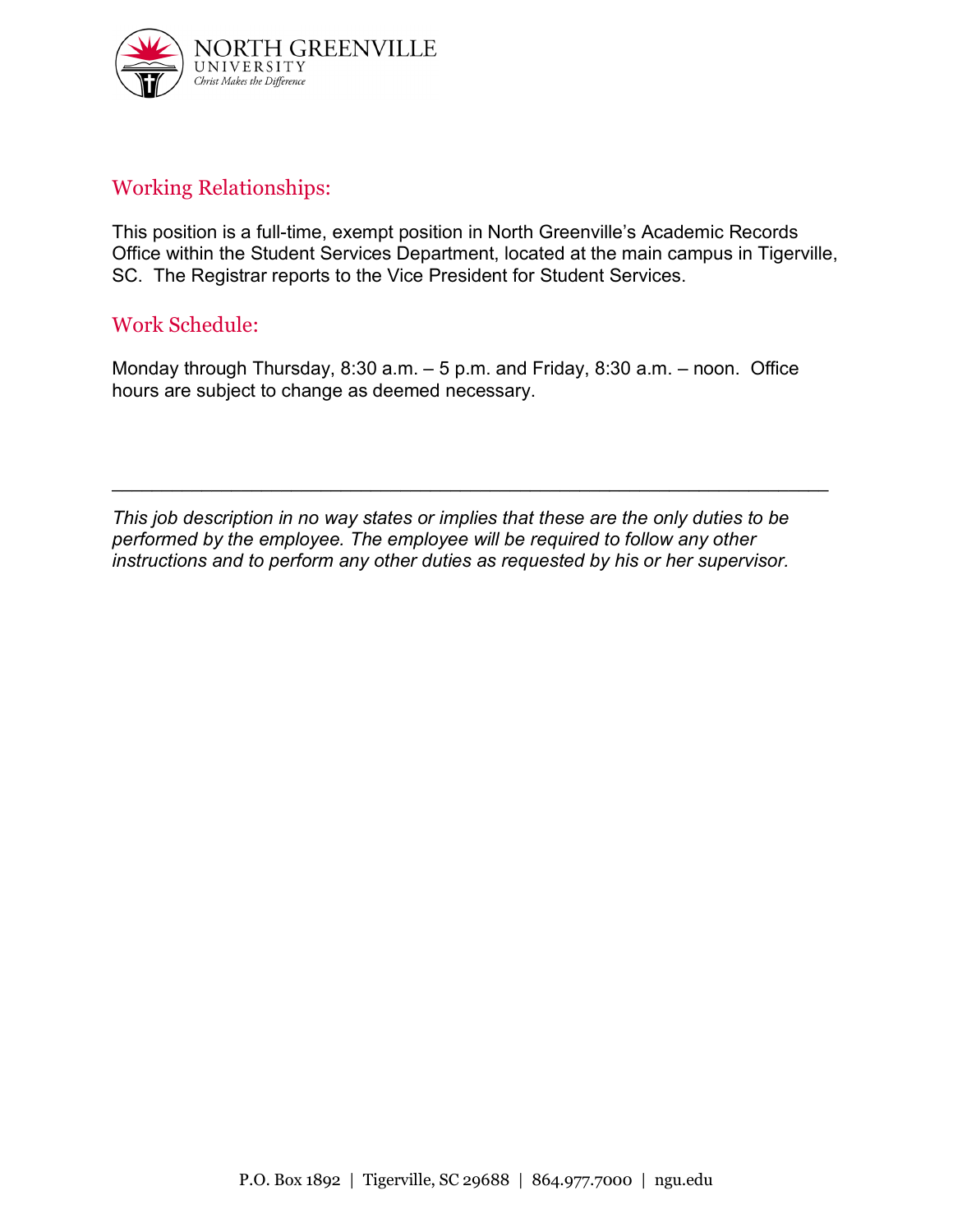## Working Relationships:

This position is a full-time, exempt position in North Greenville's Academic Records Office within the Student Services Department, located at the main campus in Tigerville, SC. The Registrar reports to the Vice President for Student Services.

## Work Schedule:

Monday through Thursday, 8:30 a.m. – 5 p.m. and Friday, 8:30 a.m. – noon. Office hours are subject to change as deemed necessary.

---

*This job description in no way states or implies that these are the only duties to be performed by the employee. The employee will be required to follow any other instructions and to perform any other duties as requested by his or her supervisor.*